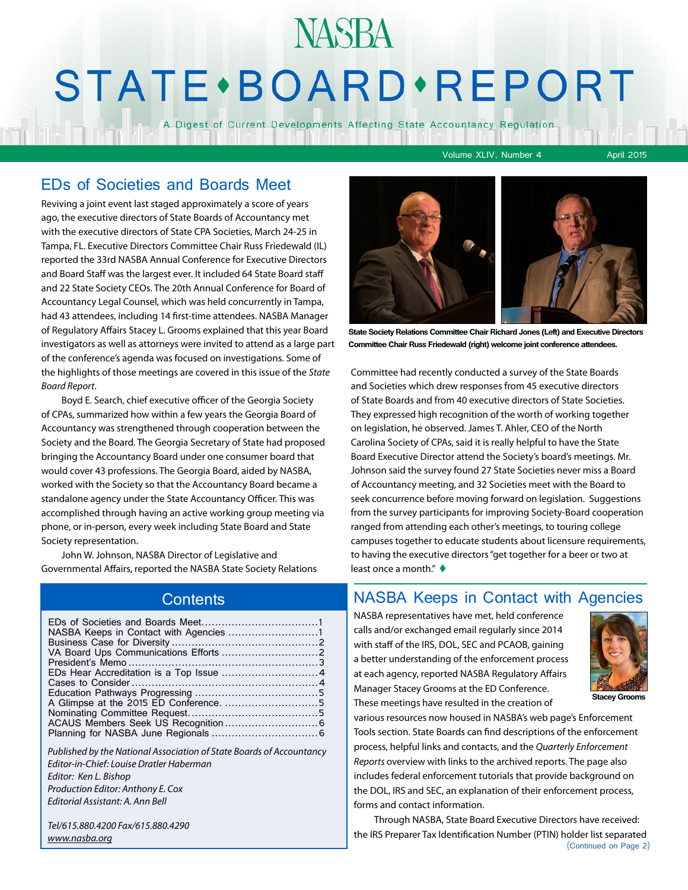# NASBA STATE•BOARD•REPORT

A Digest of Current Developments Affecting State Accountancy Regulation

Volume XLIV, Number 4 April 2015

## EDs of Societies and Boards Meet

Reviving a joint event last staged approximately a score of years ago, the executive directors of State Boards of Accountancy met with the executive directors of State CPA Societies, March 24-25 in Tampa, FL. Executive Directors Committee Chair Russ Friedewald (IL) reported the 33rd NASBA Annual Conference for Executive Directors and Board Staff was the largest ever. It included 64 State Board staff and 22 State Society CEOs. The 20th Annual Conference for Board of Accountancy Legal Counsel, which was held concurrently in Tampa, had 43 attendees, including 14 first-time attendees. NASBA Manager of Regulatory Affairs Stacey L. Grooms explained that this year Board investigators as well as attorneys were invited to attend as a large part of the conference's agenda was focused on investigations. Some of the highlights of those meetings are covered in this issue of the *State Board Report*.

Boyd E. Search, chief executive officer of the Georgia Society of CPAs, summarized how within a few years the Georgia Board of Accountancy was strengthened through cooperation between the Society and the Board. The Georgia Secretary of State had proposed bringing the Accountancy Board under one consumer board that would cover 43 professions. The Georgia Board, aided by NASBA, worked with the Society so that the Accountancy Board became a standalone agency under the State Accountancy Officer. This was accomplished through having an active working group meeting via phone, or in-person, every week including State Board and State Society representation.

John W. Johnson, NASBA Director of Legislative and Governmental Affairs, reported the NASBA State Society Relations Committee had recently conducted a survey of the State Boards and Societies which drew responses from 45 executive directors of State Boards and from 40 executive directors of State Societies. They expressed high recognition of the worth of working together on legislation, he observed. James T. Ahler, CEO of the North Carolina Society of CPAs, said it is really helpful to have the State Board Executive Director attend the Society's board's meetings. Mr. Johnson said the survey found 27 State Societies never miss a Board of Accountancy meeting, and 32 Societies meet with the Board to seek concurrence before moving forward on legislation. Suggestions from the survey participants for improving Society-Board cooperation ranged from attending each other's meetings, to touring college campuses together to educate students about licensure requirements, to having the executive directors "get together for a beer or two at least once a month." ♦

**State Society Relations Committee Chair Richard Jones (Left) and Executive Directors Committee Chair Russ Friedewald (right) welcome joint conference attendees.**

## Contents

- EDs of Societies and Boards Meet....1
- NASBA Keeps in Contact with Agencies....1
- Business Case for Diversity....2
- VA Board Ups Communications Efforts....2
- President's Memo....3
- EDs Hear Accreditation is a Top Issue....4
- Cases to Consider....4
- Education Pathways Progressing....5
- A Glimpse at the 2015 ED Conference....5
- Nominating Committee Request....5
- ACAUS Members Seek US Recognition....6
- Planning for NASBA June Regionals....6

*Published by the National Association of State Boards of Accountancy*
*Editor-in-Chief: Louise Dratler Haberman*
*Editor: Ken L. Bishop*
*Production Editor: Anthony E. Cox*
*Editorial Assistant: A. Ann Bell*

*Tel/615.880.4200 Fax/615.880.4290*
*www.nasba.org*

## NASBA Keeps in Contact with Agencies

NASBA representatives have met, held conference calls and/or exchanged email regularly since 2014 with staff of the IRS, DOL, SEC and PCAOB, gaining a better understanding of the enforcement process at each agency, reported NASBA Regulatory Affairs Manager Stacey Grooms at the ED Conference. These meetings have resulted in the creation of various resources now housed in NASBA's web page's Enforcement Tools section. State Boards can find descriptions of the enforcement process, helpful links and contacts, and the *Quarterly Enforcement Reports* overview with links to the archived reports. The page also includes federal enforcement tutorials that provide background on the DOL, IRS and SEC, an explanation of their enforcement process, forms and contact information.

**Stacey Grooms**

Through NASBA, State Board Executive Directors have received: the IRS Preparer Tax Identification Number (PTIN) holder list separated

(Continued on Page 2)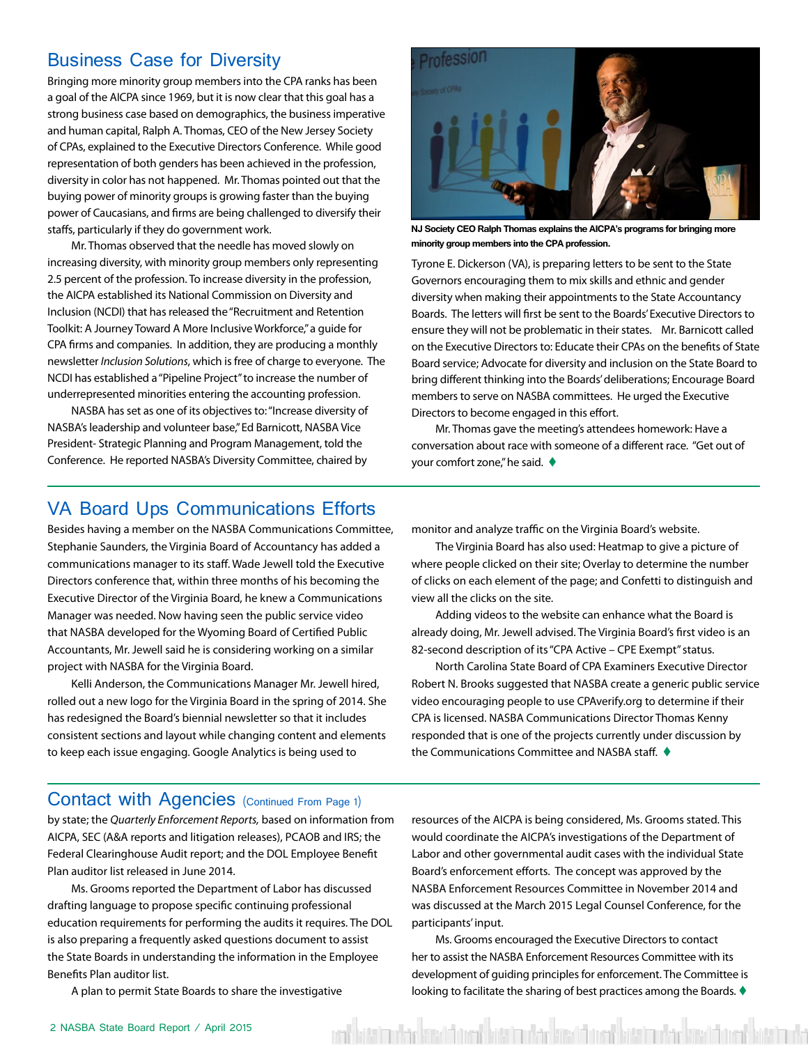## Business Case for Diversity

Bringing more minority group members into the CPA ranks has been a goal of the AICPA since 1969, but it is now clear that this goal has a strong business case based on demographics, the business imperative and human capital, Ralph A. Thomas, CEO of the New Jersey Society of CPAs, explained to the Executive Directors Conference. While good representation of both genders has been achieved in the profession, diversity in color has not happened. Mr. Thomas pointed out that the buying power of minority groups is growing faster than the buying power of Caucasians, and firms are being challenged to diversify their staffs, particularly if they do government work.

Mr. Thomas observed that the needle has moved slowly on increasing diversity, with minority group members only representing 2.5 percent of the profession. To increase diversity in the profession, the AICPA established its National Commission on Diversity and Inclusion (NCDI) that has released the "Recruitment and Retention Toolkit: A Journey Toward A More Inclusive Workforce," a guide for CPA firms and companies. In addition, they are producing a monthly newsletter *Inclusion Solutions*, which is free of charge to everyone. The NCDI has established a "Pipeline Project" to increase the number of underrepresented minorities entering the accounting profession.

NASBA has set as one of its objectives to: "Increase diversity of NASBA's leadership and volunteer base," Ed Barnicott, NASBA Vice President- Strategic Planning and Program Management, told the Conference. He reported NASBA's Diversity Committee, chaired by Tyrone E. Dickerson (VA), is preparing letters to be sent to the State Governors encouraging them to mix skills and ethnic and gender diversity when making their appointments to the State Accountancy Boards. The letters will first be sent to the Boards' Executive Directors to ensure they will not be problematic in their states. Mr. Barnicott called on the Executive Directors to: Educate their CPAs on the benefits of State Board service; Advocate for diversity and inclusion on the State Board to bring different thinking into the Boards' deliberations; Encourage Board members to serve on NASBA committees. He urged the Executive Directors to become engaged in this effort.

**NJ Society CEO Ralph Thomas explains the AICPA's programs for bringing more minority group members into the CPA profession.**

Mr. Thomas gave the meeting's attendees homework: Have a conversation about race with someone of a different race. "Get out of your comfort zone," he said. ♦

## VA Board Ups Communications Efforts

Besides having a member on the NASBA Communications Committee, Stephanie Saunders, the Virginia Board of Accountancy has added a communications manager to its staff. Wade Jewell told the Executive Directors conference that, within three months of his becoming the Executive Director of the Virginia Board, he knew a Communications Manager was needed. Now having seen the public service video that NASBA developed for the Wyoming Board of Certified Public Accountants, Mr. Jewell said he is considering working on a similar project with NASBA for the Virginia Board.

Kelli Anderson, the Communications Manager Mr. Jewell hired, rolled out a new logo for the Virginia Board in the spring of 2014. She has redesigned the Board's biennial newsletter so that it includes consistent sections and layout while changing content and elements to keep each issue engaging. Google Analytics is being used to monitor and analyze traffic on the Virginia Board's website.

The Virginia Board has also used: Heatmap to give a picture of where people clicked on their site; Overlay to determine the number of clicks on each element of the page; and Confetti to distinguish and view all the clicks on the site.

Adding videos to the website can enhance what the Board is already doing, Mr. Jewell advised. The Virginia Board's first video is an 82-second description of its "CPA Active – CPE Exempt" status.

North Carolina State Board of CPA Examiners Executive Director Robert N. Brooks suggested that NASBA create a generic public service video encouraging people to use CPAverify.org to determine if their CPA is licensed. NASBA Communications Director Thomas Kenny responded that is one of the projects currently under discussion by the Communications Committee and NASBA staff. ♦

## Contact with Agencies (Continued From Page 1)

by state; the *Quarterly Enforcement Reports,* based on information from AICPA, SEC (A&A reports and litigation releases), PCAOB and IRS; the Federal Clearinghouse Audit report; and the DOL Employee Benefit Plan auditor list released in June 2014.

Ms. Grooms reported the Department of Labor has discussed drafting language to propose specific continuing professional education requirements for performing the audits it requires. The DOL is also preparing a frequently asked questions document to assist the State Boards in understanding the information in the Employee Benefits Plan auditor list.

A plan to permit State Boards to share the investigative resources of the AICPA is being considered, Ms. Grooms stated. This would coordinate the AICPA's investigations of the Department of Labor and other governmental audit cases with the individual State Board's enforcement efforts. The concept was approved by the NASBA Enforcement Resources Committee in November 2014 and was discussed at the March 2015 Legal Counsel Conference, for the participants' input.

Ms. Grooms encouraged the Executive Directors to contact her to assist the NASBA Enforcement Resources Committee with its development of guiding principles for enforcement. The Committee is looking to facilitate the sharing of best practices among the Boards. ♦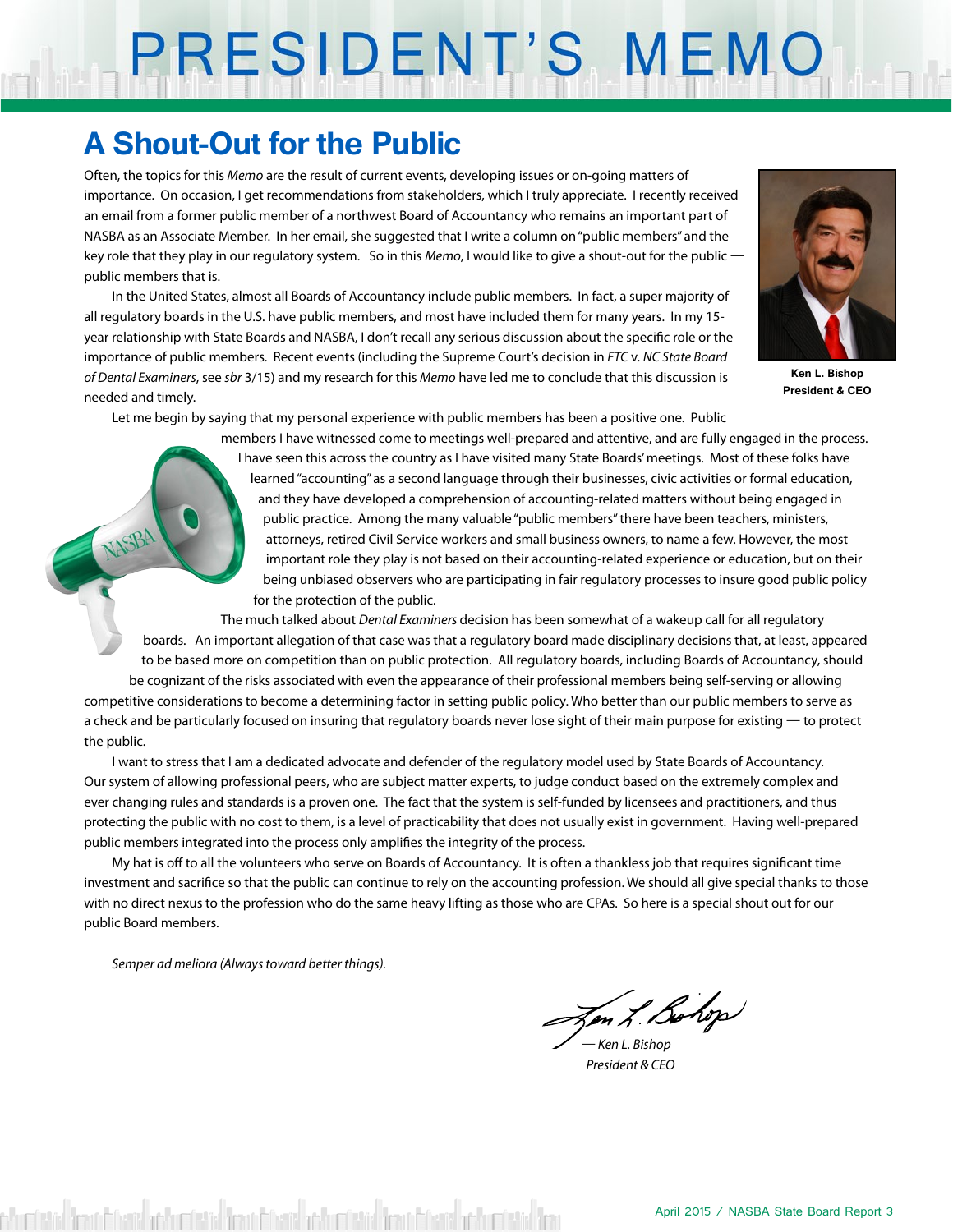# PRESIDENT'S MEMO

## A Shout-Out for the Public

Often, the topics for this *Memo* are the result of current events, developing issues or on-going matters of importance. On occasion, I get recommendations from stakeholders, which I truly appreciate. I recently received an email from a former public member of a northwest Board of Accountancy who remains an important part of NASBA as an Associate Member. In her email, she suggested that I write a column on "public members" and the key role that they play in our regulatory system. So in this *Memo*, I would like to give a shout-out for the public — public members that is.

**Ken L. Bishop**
**President & CEO**

In the United States, almost all Boards of Accountancy include public members. In fact, a super majority of all regulatory boards in the U.S. have public members, and most have included them for many years. In my 15-year relationship with State Boards and NASBA, I don't recall any serious discussion about the specific role or the importance of public members. Recent events (including the Supreme Court's decision in *FTC* v. *NC State Board of Dental Examiners*, see *sbr* 3/15) and my research for this *Memo* have led me to conclude that this discussion is needed and timely.

Let me begin by saying that my personal experience with public members has been a positive one. Public members I have witnessed come to meetings well-prepared and attentive, and are fully engaged in the process. I have seen this across the country as I have visited many State Boards' meetings. Most of these folks have learned "accounting" as a second language through their businesses, civic activities or formal education, and they have developed a comprehension of accounting-related matters without being engaged in public practice. Among the many valuable "public members" there have been teachers, ministers, attorneys, retired Civil Service workers and small business owners, to name a few. However, the most important role they play is not based on their accounting-related experience or education, but on their being unbiased observers who are participating in fair regulatory processes to insure good public policy for the protection of the public.

The much talked about *Dental Examiners* decision has been somewhat of a wakeup call for all regulatory boards. An important allegation of that case was that a regulatory board made disciplinary decisions that, at least, appeared to be based more on competition than on public protection. All regulatory boards, including Boards of Accountancy, should be cognizant of the risks associated with even the appearance of their professional members being self-serving or allowing competitive considerations to become a determining factor in setting public policy. Who better than our public members to serve as a check and be particularly focused on insuring that regulatory boards never lose sight of their main purpose for existing — to protect the public.

I want to stress that I am a dedicated advocate and defender of the regulatory model used by State Boards of Accountancy. Our system of allowing professional peers, who are subject matter experts, to judge conduct based on the extremely complex and ever changing rules and standards is a proven one. The fact that the system is self-funded by licensees and practitioners, and thus protecting the public with no cost to them, is a level of practicability that does not usually exist in government. Having well-prepared public members integrated into the process only amplifies the integrity of the process.

My hat is off to all the volunteers who serve on Boards of Accountancy. It is often a thankless job that requires significant time investment and sacrifice so that the public can continue to rely on the accounting profession. We should all give special thanks to those with no direct nexus to the profession who do the same heavy lifting as those who are CPAs. So here is a special shout out for our public Board members.

*Semper ad meliora (Always toward better things).*

*— Ken L. Bishop*
*President & CEO*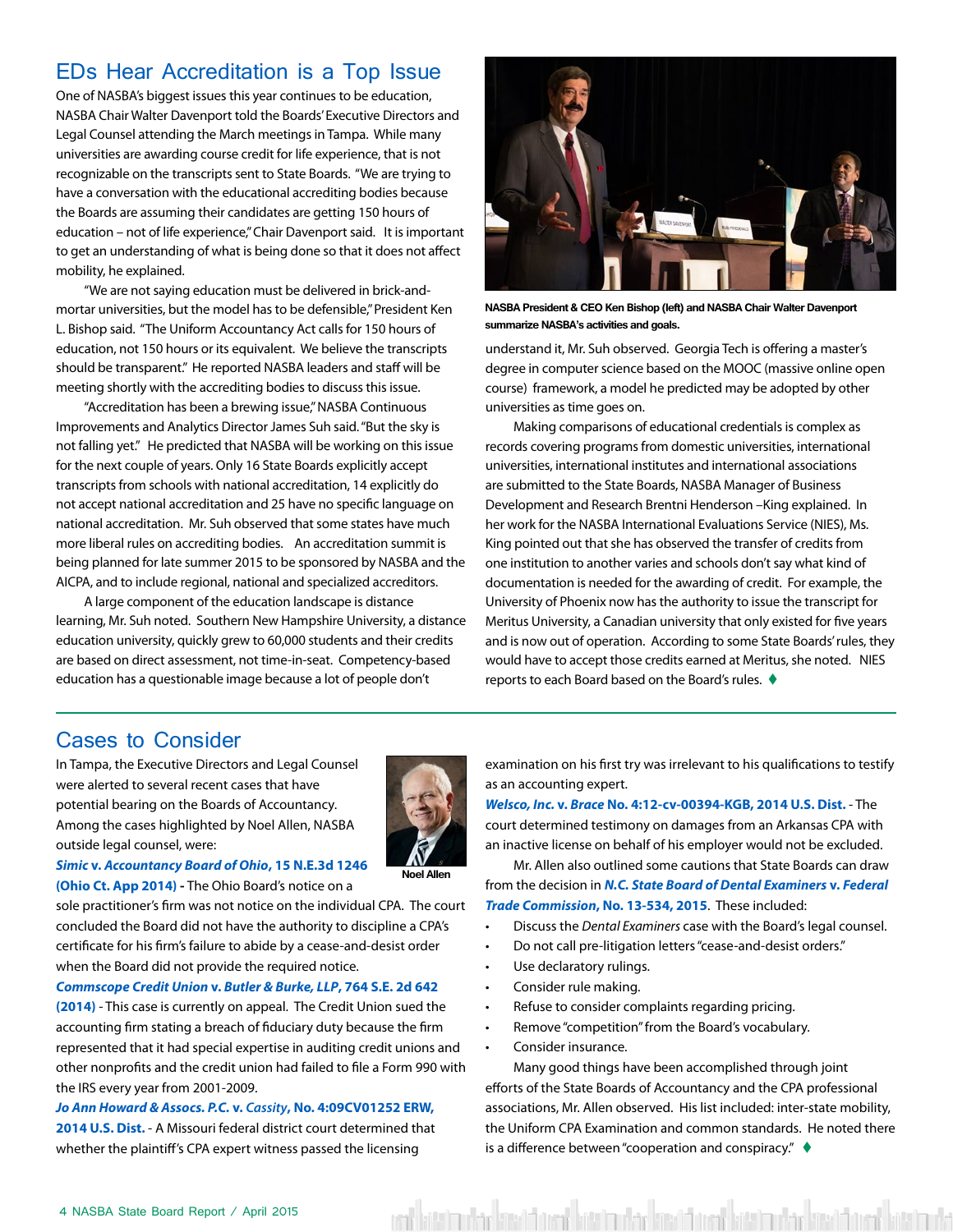## EDs Hear Accreditation is a Top Issue

One of NASBA's biggest issues this year continues to be education, NASBA Chair Walter Davenport told the Boards' Executive Directors and Legal Counsel attending the March meetings in Tampa. While many universities are awarding course credit for life experience, that is not recognizable on the transcripts sent to State Boards. "We are trying to have a conversation with the educational accrediting bodies because the Boards are assuming their candidates are getting 150 hours of education – not of life experience," Chair Davenport said. It is important to get an understanding of what is being done so that it does not affect mobility, he explained.

"We are not saying education must be delivered in brick-and-mortar universities, but the model has to be defensible," President Ken L. Bishop said. "The Uniform Accountancy Act calls for 150 hours of education, not 150 hours or its equivalent. We believe the transcripts should be transparent." He reported NASBA leaders and staff will be meeting shortly with the accrediting bodies to discuss this issue.

"Accreditation has been a brewing issue," NASBA Continuous Improvements and Analytics Director James Suh said. "But the sky is not falling yet." He predicted that NASBA will be working on this issue for the next couple of years. Only 16 State Boards explicitly accept transcripts from schools with national accreditation, 14 explicitly do not accept national accreditation and 25 have no specific language on national accreditation. Mr. Suh observed that some states have much more liberal rules on accrediting bodies. An accreditation summit is being planned for late summer 2015 to be sponsored by NASBA and the AICPA, and to include regional, national and specialized accreditors.

A large component of the education landscape is distance learning, Mr. Suh noted. Southern New Hampshire University, a distance education university, quickly grew to 60,000 students and their credits are based on direct assessment, not time-in-seat. Competency-based education has a questionable image because a lot of people don't understand it, Mr. Suh observed. Georgia Tech is offering a master's degree in computer science based on the MOOC (massive online open course) framework, a model he predicted may be adopted by other universities as time goes on.

**NASBA President & CEO Ken Bishop (left) and NASBA Chair Walter Davenport summarize NASBA's activities and goals.**

Making comparisons of educational credentials is complex as records covering programs from domestic universities, international universities, international institutes and international associations are submitted to the State Boards, NASBA Manager of Business Development and Research Brentni Henderson –King explained. In her work for the NASBA International Evaluations Service (NIES), Ms. King pointed out that she has observed the transfer of credits from one institution to another varies and schools don't say what kind of documentation is needed for the awarding of credit. For example, the University of Phoenix now has the authority to issue the transcript for Meritus University, a Canadian university that only existed for five years and is now out of operation. According to some State Boards' rules, they would have to accept those credits earned at Meritus, she noted. NIES reports to each Board based on the Board's rules. ♦

## Cases to Consider

In Tampa, the Executive Directors and Legal Counsel were alerted to several recent cases that have potential bearing on the Boards of Accountancy. Among the cases highlighted by Noel Allen, NASBA outside legal counsel, were:

Noel Allen

***Simic* v. *Accountancy Board of Ohio*, 15 N.E.3d 1246 (Ohio Ct. App 2014)** - The Ohio Board's notice on a sole practitioner's firm was not notice on the individual CPA. The court concluded the Board did not have the authority to discipline a CPA's certificate for his firm's failure to abide by a cease-and-desist order when the Board did not provide the required notice.

***Commscope Credit Union* v. *Butler & Burke, LLP*, 764 S.E. 2d 642 (2014)** - This case is currently on appeal. The Credit Union sued the accounting firm stating a breach of fiduciary duty because the firm represented that it had special expertise in auditing credit unions and other nonprofits and the credit union had failed to file a Form 990 with the IRS every year from 2001-2009.

***Jo Ann Howard & Assocs. P.C.* v. *Cassity*, No. 4:09CV01252 ERW, 2014 U.S. Dist.** - A Missouri federal district court determined that whether the plaintiff's CPA expert witness passed the licensing examination on his first try was irrelevant to his qualifications to testify as an accounting expert.

***Welsco, Inc.* v. *Brace* No. 4:12-cv-00394-KGB, 2014 U.S. Dist.** - The court determined testimony on damages from an Arkansas CPA with an inactive license on behalf of his employer would not be excluded.

Mr. Allen also outlined some cautions that State Boards can draw from the decision in ***N.C. State Board of Dental Examiners* v. *Federal Trade Commission*, No. 13-534, 2015**. These included:

- Discuss the *Dental Examiners* case with the Board's legal counsel.
- Do not call pre-litigation letters "cease-and-desist orders."
- Use declaratory rulings.
- Consider rule making.
- Refuse to consider complaints regarding pricing.
- Remove "competition" from the Board's vocabulary.
- Consider insurance.

Many good things have been accomplished through joint efforts of the State Boards of Accountancy and the CPA professional associations, Mr. Allen observed. His list included: inter-state mobility, the Uniform CPA Examination and common standards. He noted there is a difference between "cooperation and conspiracy." ♦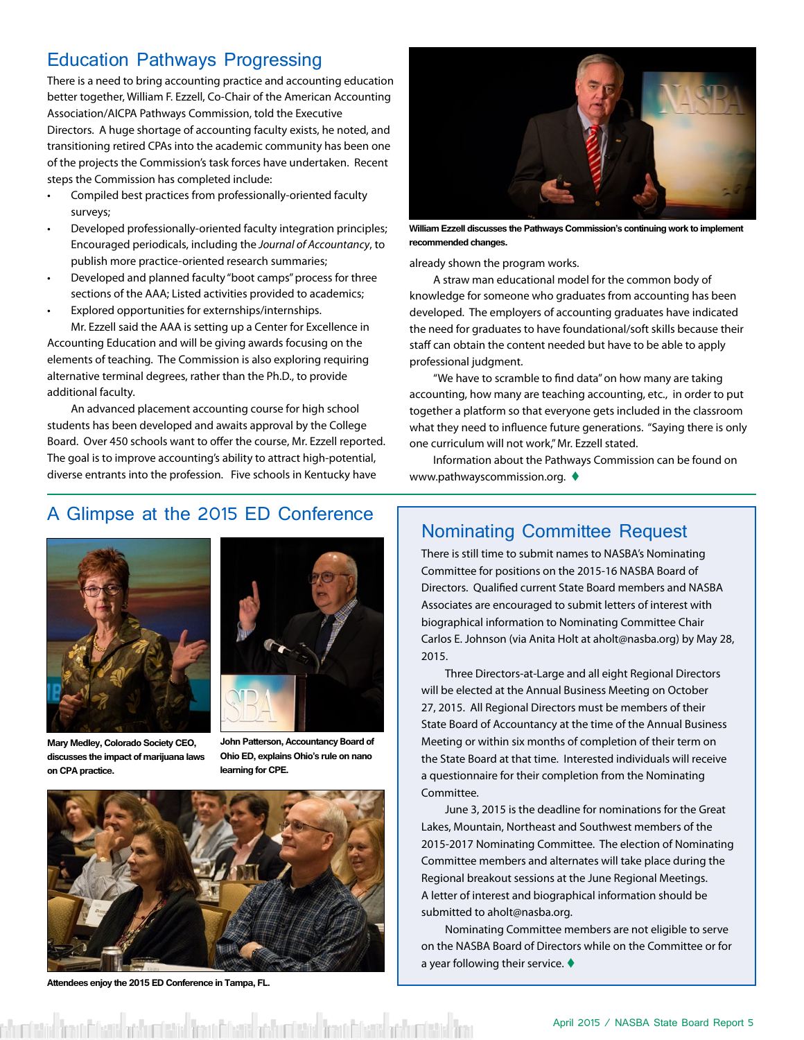## Education Pathways Progressing

There is a need to bring accounting practice and accounting education better together, William F. Ezzell, Co-Chair of the American Accounting Association/AICPA Pathways Commission, told the Executive Directors. A huge shortage of accounting faculty exists, he noted, and transitioning retired CPAs into the academic community has been one of the projects the Commission's task forces have undertaken. Recent steps the Commission has completed include:

- Compiled best practices from professionally-oriented faculty surveys;
- Developed professionally-oriented faculty integration principles; Encouraged periodicals, including the *Journal of Accountancy*, to publish more practice-oriented research summaries;
- Developed and planned faculty "boot camps" process for three sections of the AAA; Listed actions provided to academics;
- Explored opportunities for externships/internships.

Mr. Ezzell said the AAA is setting up a Center for Excellence in Accounting Education and will be giving awards focusing on the elements of teaching. The Commission is also exploring requiring alternative terminal degrees, rather than the Ph.D., to provide additional faculty.

An advanced placement accounting course for high school students has been developed and awaits approval by the College Board. Over 450 schools want to offer the course, Mr. Ezzell reported. The goal is to improve accounting's ability to attract high-potential, diverse entrants into the profession. Five schools in Kentucky have already shown the program works.

**William Ezzell discusses the Pathways Commission's continuing work to implement recommended changes.**

A straw man educational model for the common body of knowledge for someone who graduates from accounting has been developed. The employers of accounting graduates have indicated the need for graduates to have foundational/soft skills because their staff can obtain the content needed but have to be able to apply professional judgment.

"We have to scramble to find data" on how many are taking accounting, how many are teaching accounting, etc., in order to put together a platform so that everyone gets included in the classroom what they need to influence future generations. "Saying there is only one curriculum will not work," Mr. Ezzell stated.

Information about the Pathways Commission can be found on www.pathwayscommission.org. ♦

## A Glimpse at the 2015 ED Conference

**Mary Medley, Colorado Society CEO, discusses the impact of marijuana laws on CPA practice.**

**John Patterson, Accountancy Board of Ohio ED, explains Ohio's rule on nano learning for CPE.**

**Attendees enjoy the 2015 ED Conference in Tampa, FL.**

## Nominating Committee Request

There is still time to submit names to NASBA's Nominating Committee for positions on the 2015-16 NASBA Board of Directors. Qualified current State Board members and NASBA Associates are encouraged to submit letters of interest with biographical information to Nominating Committee Chair Carlos E. Johnson (via Anita Holt at aholt@nasba.org) by May 28, 2015.

Three Directors-at-Large and all eight Regional Directors will be elected at the Annual Business Meeting on October 27, 2015. All Regional Directors must be members of their State Board of Accountancy at the time of the Annual Business Meeting or within six months of completion of their term on the State Board at that time. Interested individuals will receive a questionnaire for their completion from the Nominating Committee.

June 3, 2015 is the deadline for nominations for the Great Lakes, Mountain, Northeast and Southwest members of the 2015-2017 Nominating Committee. The election of Nominating Committee members and alternates will take place during the Regional breakout sessions at the June Regional Meetings. A letter of interest and biographical information should be submitted to aholt@nasba.org.

Nominating Committee members are not eligible to serve on the NASBA Board of Directors while on the Committee or for a year following their service. ♦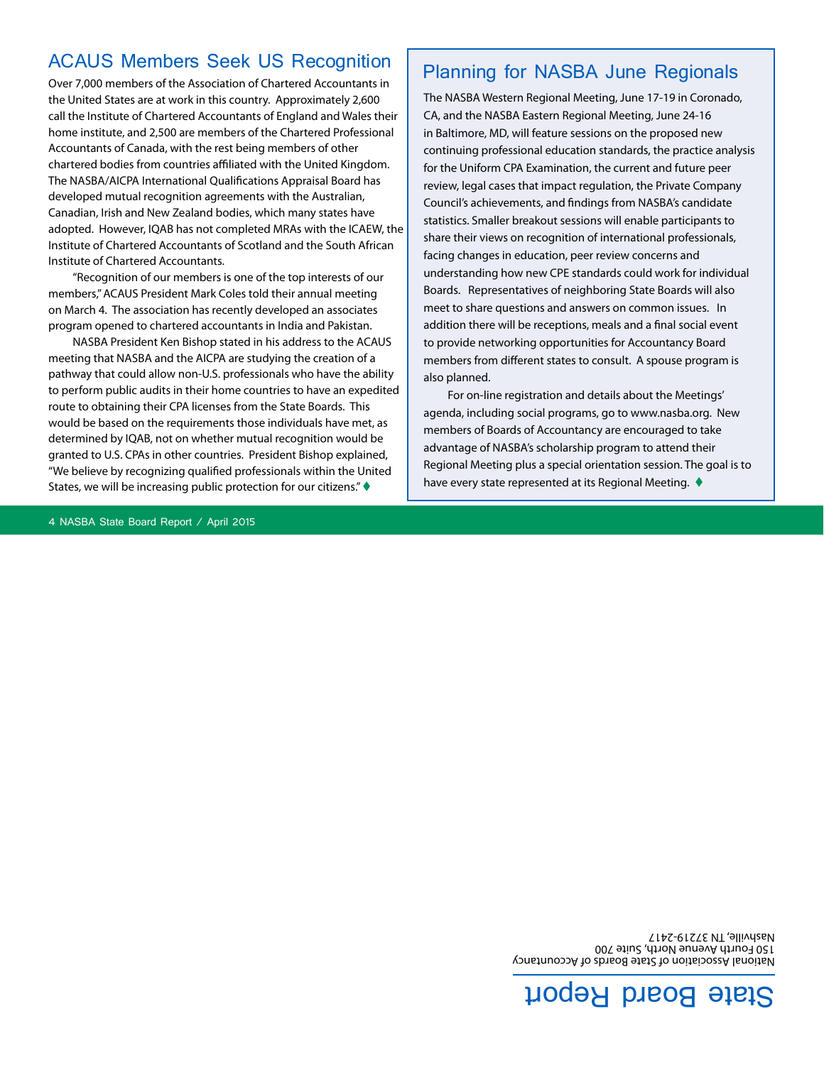## ACAUS Members Seek US Recognition

Over 7,000 members of the Association of Chartered Accountants in the United States are at work in this country. Approximately 2,600 call the Institute of Chartered Accountants of England and Wales their home institute, and 2,500 are members of the Chartered Professional Accountants of Canada, with the rest being members of other chartered bodies from countries affiliated with the United Kingdom. The NASBA/AICPA International Qualifications Appraisal Board has developed mutual recognition agreements with the Australian, Canadian, Irish and New Zealand bodies, which many states have adopted. However, IQAB has not completed MRAs with the ICAEW, the Institute of Chartered Accountants of Scotland and the South African Institute of Chartered Accountants.

"Recognition of our members is one of the top interests of our members," ACAUS President Mark Coles told their annual meeting on March 4. The association has recently developed an associates program opened to chartered accountants in India and Pakistan.

NASBA President Ken Bishop stated in his address to the ACAUS meeting that NASBA and the AICPA are studying the creation of a pathway that could allow non-U.S. professionals who have the ability to perform public audits in their home countries to have an expedited route to obtaining their CPA licenses from the State Boards. This would be based on the requirements those individuals have met, as determined by IQAB, not on whether mutual recognition would be granted to U.S. CPAs in other countries. President Bishop explained, "We believe by recognizing qualified professionals within the United States, we will be increasing public protection for our citizens." ♦

## Planning for NASBA June Regionals

The NASBA Western Regional Meeting, June 17-19 in Coronado, CA, and the NASBA Eastern Regional Meeting, June 24-16 in Baltimore, MD, will feature sessions on the proposed new continuing professional education standards, the practice analysis for the Uniform CPA Examination, the current and future peer review, legal cases that impact regulation, the Private Company Council's achievements, and findings from NASBA's candidate statistics. Smaller breakout sessions will enable participants to share their views on recognition of international professionals, facing changes in education, peer review concerns and understanding how new CPE standards could work for individual Boards. Representatives of neighboring State Boards will also meet to share questions and answers on common issues. In addition there will be receptions, meals and a final social event to provide networking opportunities for Accountancy Board members from different states to consult. A spouse program is also planned.

For on-line registration and details about the Meetings' agenda, including social programs, go to www.nasba.org. New members of Boards of Accountancy are encouraged to take advantage of NASBA's scholarship program to attend their Regional Meeting plus a special orientation session. The goal is to have every state represented at its Regional Meeting. ♦

# State Board Report

National Association of State Boards of Accountancy
150 Fourth Avenue North, Suite 700
Nashville, TN 37219-2417